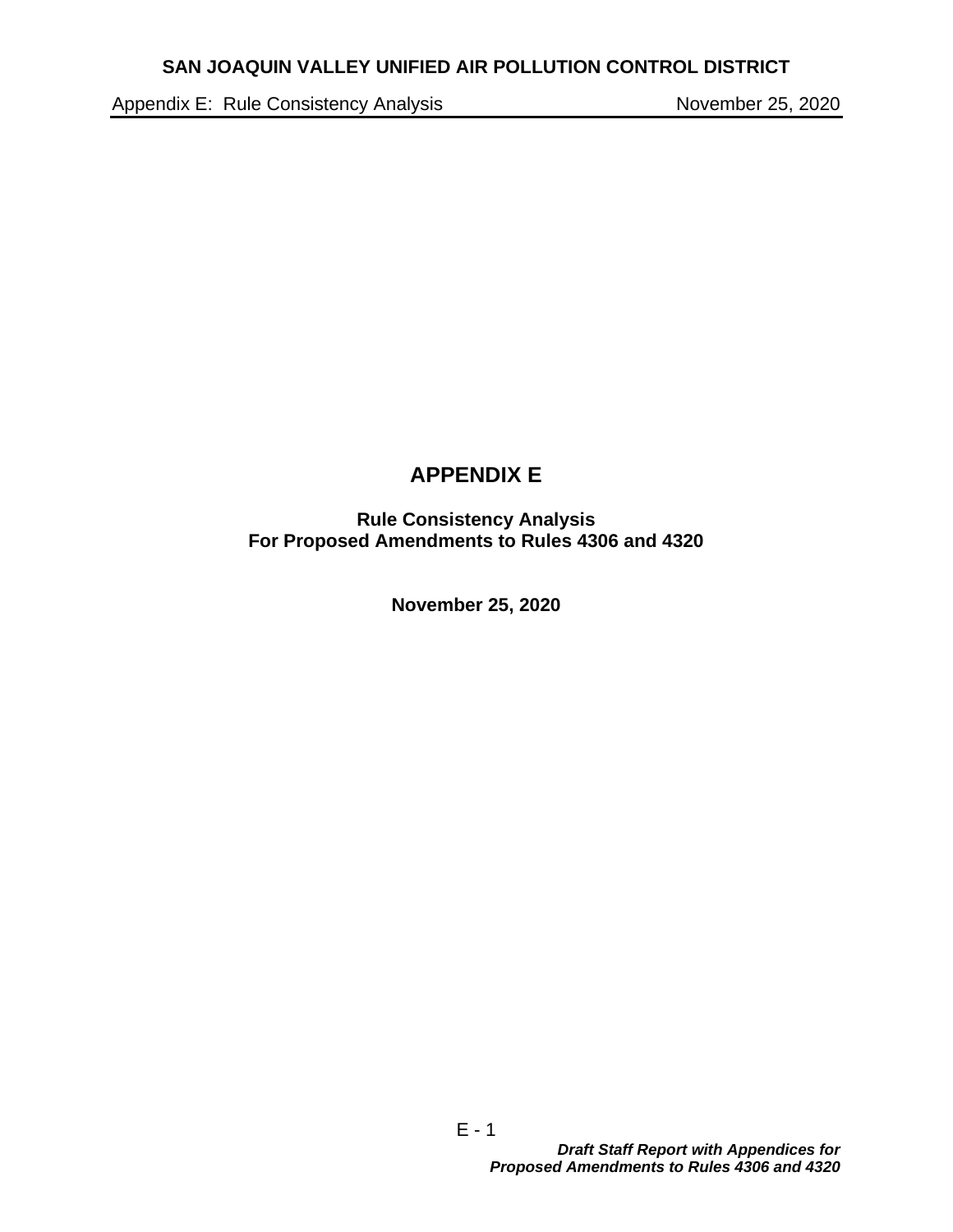# APPENDIX E

**Rule Consistency Analysis**
**For Proposed Amendments to Rules 4306 and 4320**

**November 25, 2020**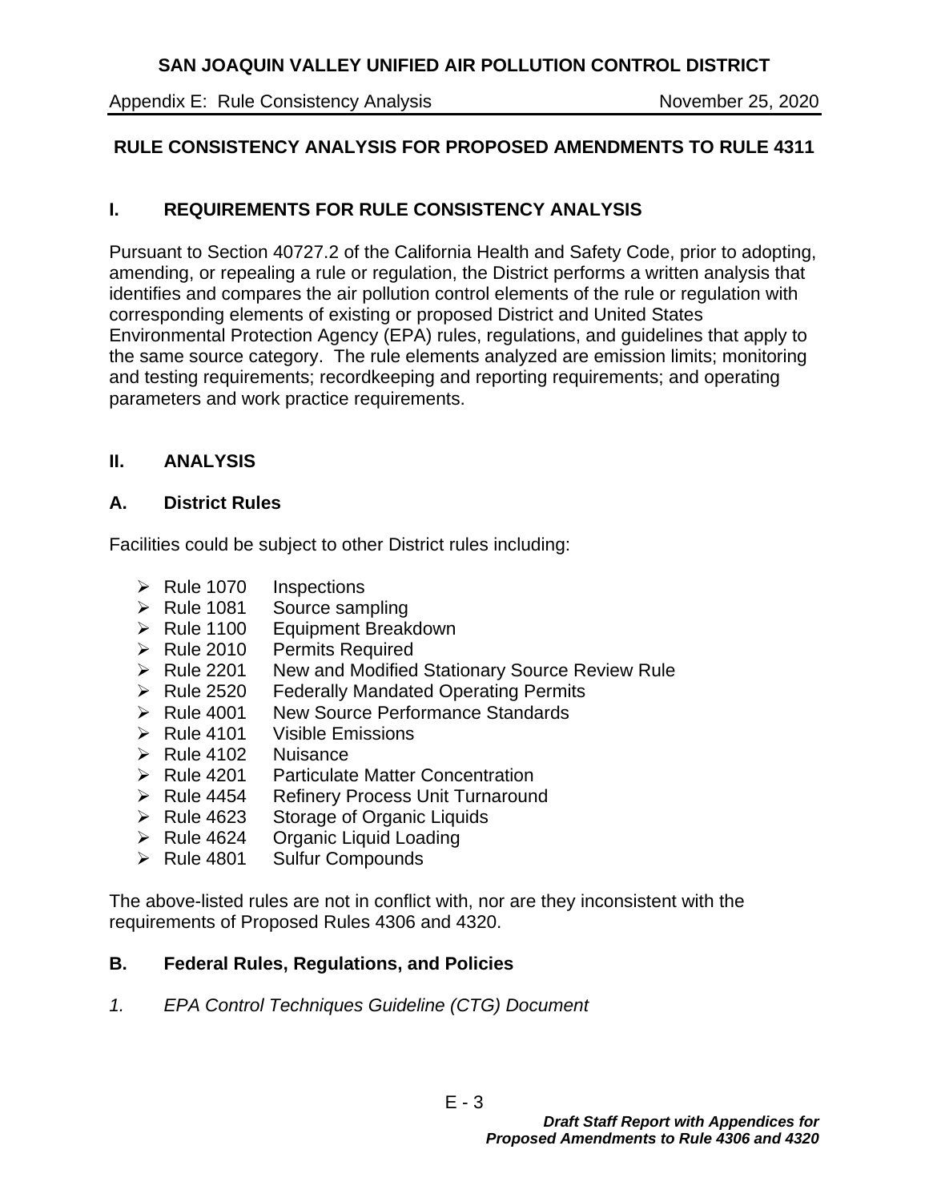## RULE CONSISTENCY ANALYSIS FOR PROPOSED AMENDMENTS TO RULE 4311

### I. REQUIREMENTS FOR RULE CONSISTENCY ANALYSIS

Pursuant to Section 40727.2 of the California Health and Safety Code, prior to adopting, amending, or repealing a rule or regulation, the District performs a written analysis that identifies and compares the air pollution control elements of the rule or regulation with corresponding elements of existing or proposed District and United States Environmental Protection Agency (EPA) rules, regulations, and guidelines that apply to the same source category. The rule elements analyzed are emission limits; monitoring and testing requirements; recordkeeping and reporting requirements; and operating parameters and work practice requirements.

### II. ANALYSIS

#### A. District Rules

Facilities could be subject to other District rules including:

- Rule 1070 Inspections
- Rule 1081 Source sampling
- Rule 1100 Equipment Breakdown
- Rule 2010 Permits Required
- Rule 2201 New and Modified Stationary Source Review Rule
- Rule 2520 Federally Mandated Operating Permits
- Rule 4001 New Source Performance Standards
- Rule 4101 Visible Emissions
- Rule 4102 Nuisance
- Rule 4201 Particulate Matter Concentration
- Rule 4454 Refinery Process Unit Turnaround
- Rule 4623 Storage of Organic Liquids
- Rule 4624 Organic Liquid Loading
- Rule 4801 Sulfur Compounds

The above-listed rules are not in conflict with, nor are they inconsistent with the requirements of Proposed Rules 4306 and 4320.

#### B. Federal Rules, Regulations, and Policies

*1. EPA Control Techniques Guideline (CTG) Document*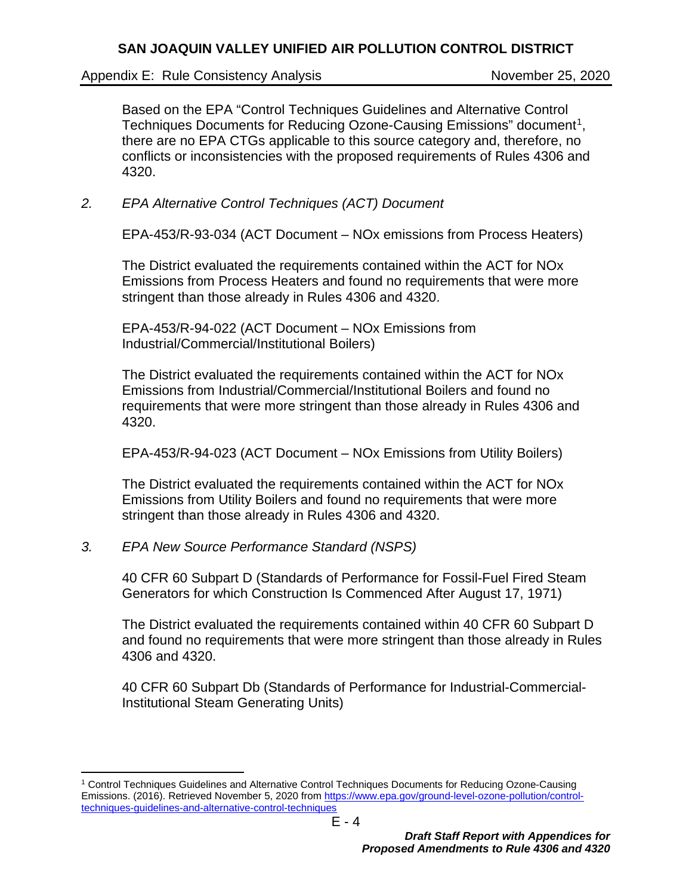Based on the EPA "Control Techniques Guidelines and Alternative Control Techniques Documents for Reducing Ozone-Causing Emissions" document[1], there are no EPA CTGs applicable to this source category and, therefore, no conflicts or inconsistencies with the proposed requirements of Rules 4306 and 4320.

*2. EPA Alternative Control Techniques (ACT) Document*

EPA-453/R-93-034 (ACT Document – NOx emissions from Process Heaters)

The District evaluated the requirements contained within the ACT for NOx Emissions from Process Heaters and found no requirements that were more stringent than those already in Rules 4306 and 4320.

EPA-453/R-94-022 (ACT Document – NOx Emissions from Industrial/Commercial/Institutional Boilers)

The District evaluated the requirements contained within the ACT for NOx Emissions from Industrial/Commercial/Institutional Boilers and found no requirements that were more stringent than those already in Rules 4306 and 4320.

EPA-453/R-94-023 (ACT Document – NOx Emissions from Utility Boilers)

The District evaluated the requirements contained within the ACT for NOx Emissions from Utility Boilers and found no requirements that were more stringent than those already in Rules 4306 and 4320.

*3. EPA New Source Performance Standard (NSPS)*

40 CFR 60 Subpart D (Standards of Performance for Fossil-Fuel Fired Steam Generators for which Construction Is Commenced After August 17, 1971)

The District evaluated the requirements contained within 40 CFR 60 Subpart D and found no requirements that were more stringent than those already in Rules 4306 and 4320.

40 CFR 60 Subpart Db (Standards of Performance for Industrial-Commercial-Institutional Steam Generating Units)

---

[1] Control Techniques Guidelines and Alternative Control Techniques Documents for Reducing Ozone-Causing Emissions. (2016). Retrieved November 5, 2020 from https://www.epa.gov/ground-level-ozone-pollution/control-techniques-guidelines-and-alternative-control-techniques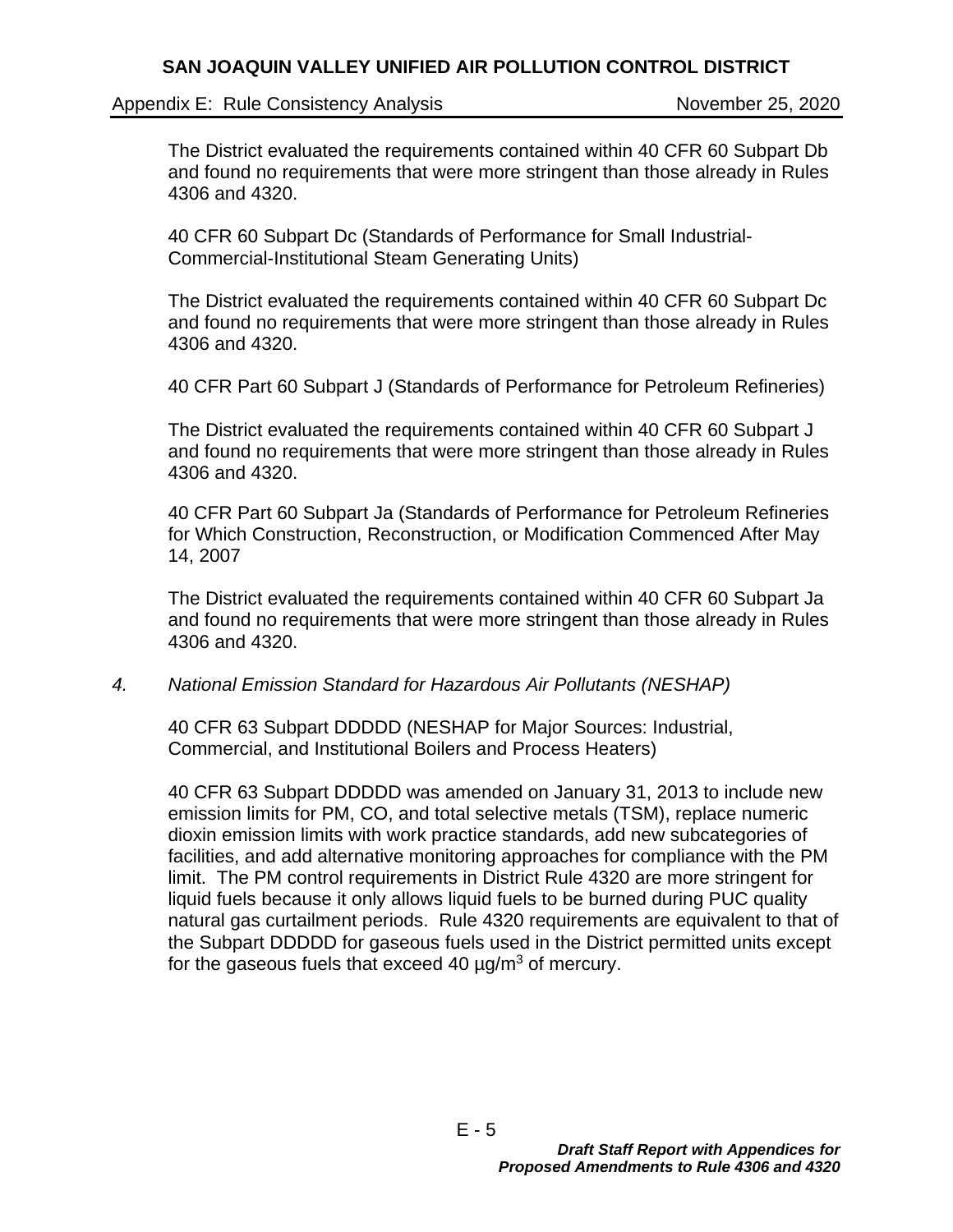The District evaluated the requirements contained within 40 CFR 60 Subpart Db and found no requirements that were more stringent than those already in Rules 4306 and 4320.

40 CFR 60 Subpart Dc (Standards of Performance for Small Industrial-Commercial-Institutional Steam Generating Units)

The District evaluated the requirements contained within 40 CFR 60 Subpart Dc and found no requirements that were more stringent than those already in Rules 4306 and 4320.

40 CFR Part 60 Subpart J (Standards of Performance for Petroleum Refineries)

The District evaluated the requirements contained within 40 CFR 60 Subpart J and found no requirements that were more stringent than those already in Rules 4306 and 4320.

40 CFR Part 60 Subpart Ja (Standards of Performance for Petroleum Refineries for Which Construction, Reconstruction, or Modification Commenced After May 14, 2007

The District evaluated the requirements contained within 40 CFR 60 Subpart Ja and found no requirements that were more stringent than those already in Rules 4306 and 4320.

*4. National Emission Standard for Hazardous Air Pollutants (NESHAP)*

40 CFR 63 Subpart DDDDD (NESHAP for Major Sources: Industrial, Commercial, and Institutional Boilers and Process Heaters)

40 CFR 63 Subpart DDDDD was amended on January 31, 2013 to include new emission limits for PM, CO, and total selective metals (TSM), replace numeric dioxin emission limits with work practice standards, add new subcategories of facilities, and add alternative monitoring approaches for compliance with the PM limit. The PM control requirements in District Rule 4320 are more stringent for liquid fuels because it only allows liquid fuels to be burned during PUC quality natural gas curtailment periods. Rule 4320 requirements are equivalent to that of the Subpart DDDDD for gaseous fuels used in the District permitted units except for the gaseous fuels that exceed 40 $\mu g/m^3$ of mercury.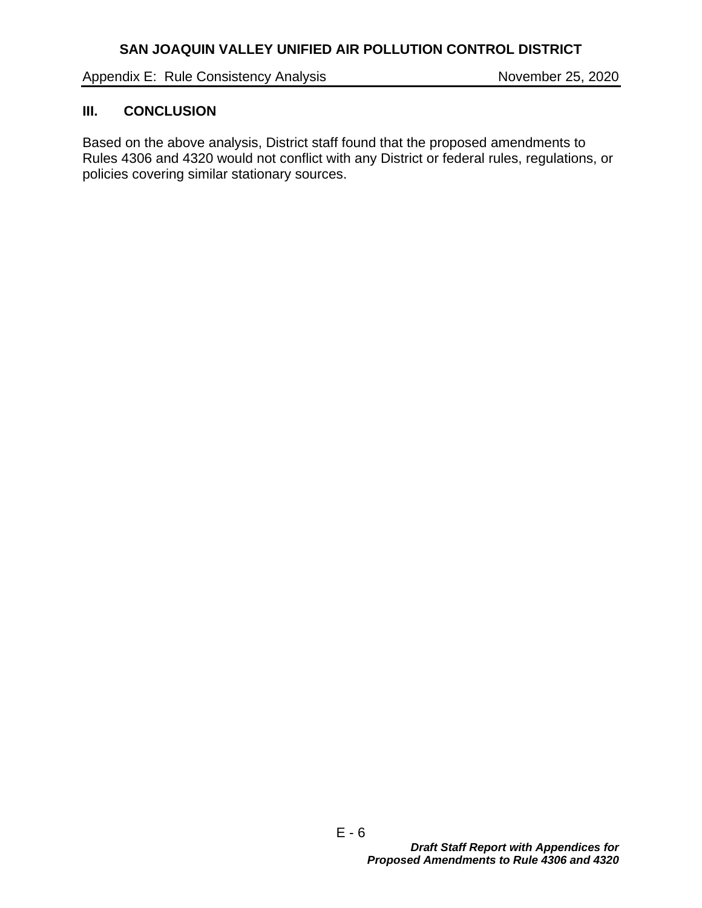## III. CONCLUSION

Based on the above analysis, District staff found that the proposed amendments to Rules 4306 and 4320 would not conflict with any District or federal rules, regulations, or policies covering similar stationary sources.